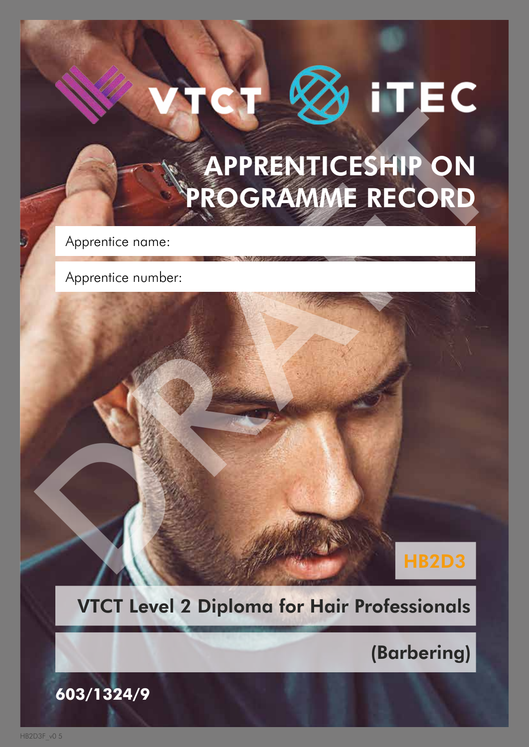VTCT iTEC

# APPRENTICESHIP ON PROGRAMME RECORD

Apprentice name:

Apprentice number:

HB2D3

## VTCT Level 2 Diploma for Hair Professionals (Barbering)

**603/1324/9**

DRAFT

HB2D3F_v0 5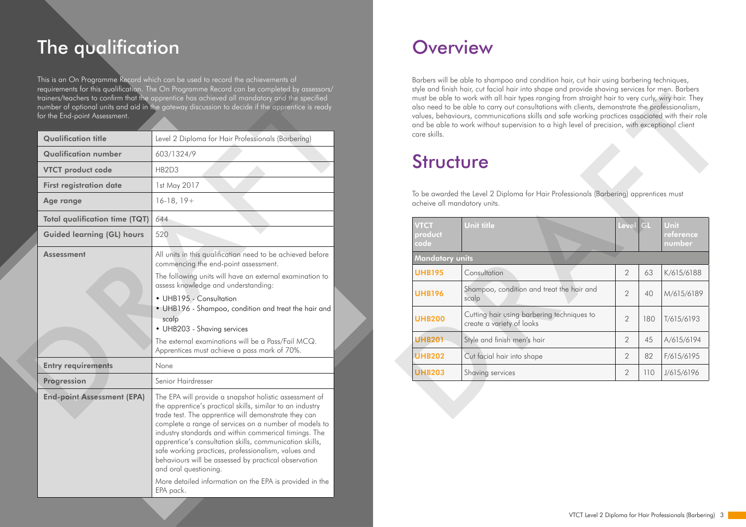# The qualification

This is an On Programme Record which can be used to record the achievements of requirements for this qualification. The On Programme Record can be completed by assessors/trainers/teachers to confirm that the apprentice has achieved all mandatory and the specified number of optional units and aid in the gateway discussion to decide if the apprentice is ready for the End-point Assessment.

| | |
|---|---|
| **Qualification title** | Level 2 Diploma for Hair Professionals (Barbering) |
| **Qualification number** | 603/1324/9 |
| **VTCT product code** | HB2D3 |
| **First registration date** | 1st May 2017 |
| **Age range** | 16-18, 19+ |
| **Total qualification time (TQT)** | 644 |
| **Guided learning (GL) hours** | 520 |
| **Assessment** | All units in this qualification need to be achieved before commencing the end-point assessment.<br>The following units will have an external examination to assess knowledge and understanding:<br>• UHB195 - Consultation<br>• UHB196 - Shampoo, condition and treat the hair and scalp<br>• UHB203 - Shaving services<br>The external examinations will be a Pass/Fail MCQ. Apprentices must achieve a pass mark of 70%. |
| **Entry requirements** | None |
| **Progression** | Senior Hairdresser |
| **End-point Assessment (EPA)** | The EPA will provide a snapshot holistic assessment of the apprentice's practical skills, similar to an industry trade test. The apprentice will demonstrate they can complete a range of services on a number of models to industry standards and within commerical timings. The apprentice's consultation skills, communication skills, safe working practices, professionalism, values and behaviours will be assessed by practical observation and oral questioning.<br>More detailed information on the EPA is provided in the EPA pack. |

# Overview

Barbers will be able to shampoo and condition hair, cut hair using barbering techniques, style and finish hair, cut facial hair into shape and provide shaving services for men. Barbers must be able to work with all hair types ranging from straight hair to very curly, wiry hair. They also need to be able to carry out consultations with clients, demonstrate the professionalism, values, behaviours, communications skills and safe working practices associated with their role and be able to work without supervision to a high level of precision, with exceptional client care skills.

# Structure

To be awarded the Level 2 Diploma for Hair Professionals (Barbering) apprentices must acheive all mandatory units.

| VTCT product code | Unit title | Level | GL | Unit reference number |
|---|---|---|---|---|
| **Mandatory units** | | | | |
| **UHB195** | Consultation | 2 | 63 | K/615/6188 |
| **UHB196** | Shampoo, condition and treat the hair and scalp | 2 | 40 | M/615/6189 |
| **UHB200** | Cutting hair using barbering techniques to create a variety of looks | 2 | 180 | T/615/6193 |
| **UHB201** | Style and finish men's hair | 2 | 45 | A/615/6194 |
| **UHB202** | Cut facial hair into shape | 2 | 82 | F/615/6195 |
| **UHB203** | Shaving services | 2 | 110 | J/615/6196 |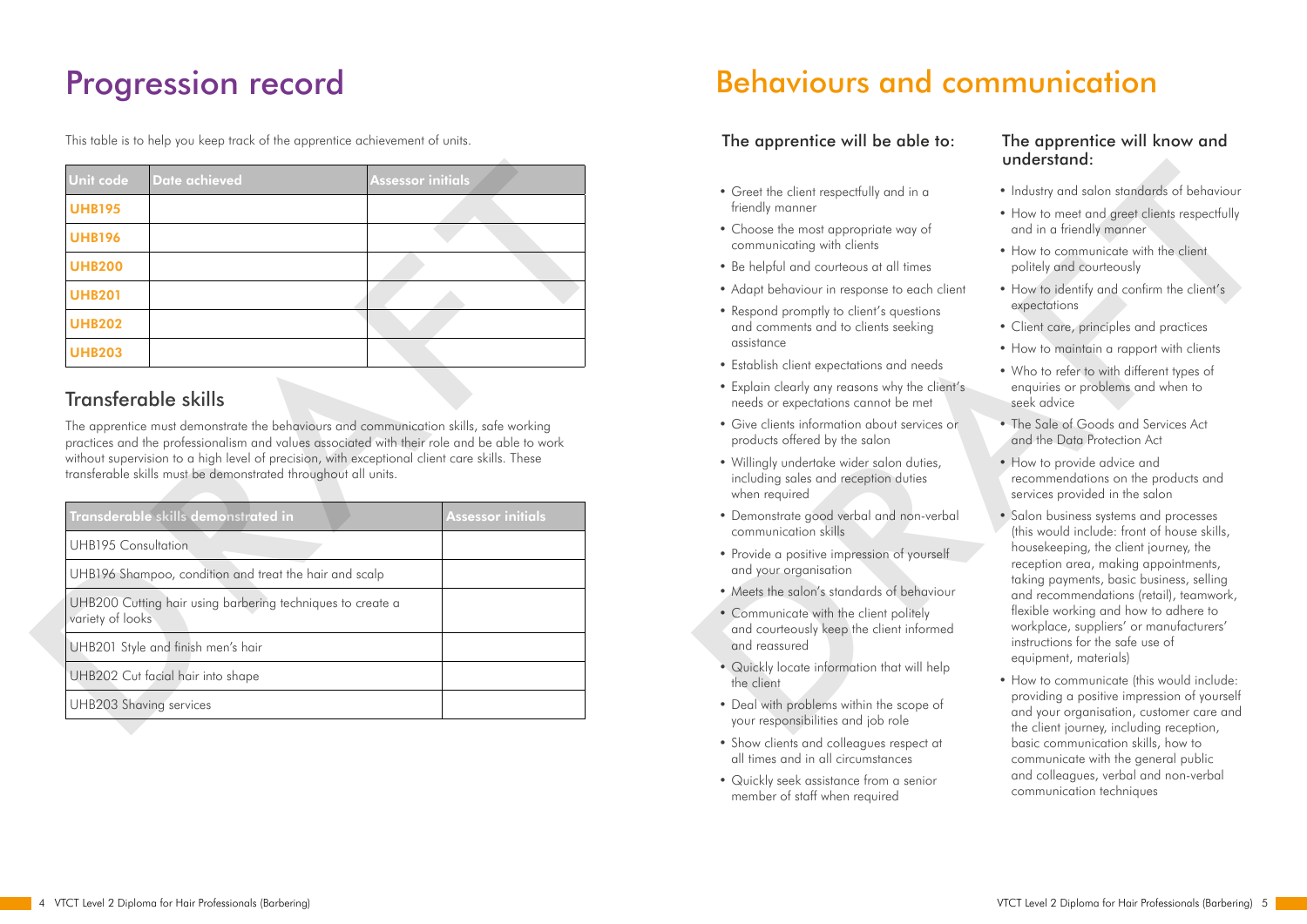# Progression record

This table is to help you keep track of the apprentice achievement of units.

| Unit code | Date achieved | Assessor initials |
|---|---|---|
| UHB195 | | |
| UHB196 | | |
| UHB200 | | |
| UHB201 | | |
| UHB202 | | |
| UHB203 | | |

## Transferable skills

The apprentice must demonstrate the behaviours and communication skills, safe working practices and the professionalism and values associated with their role and be able to work without supervision to a high level of precision, with exceptional client care skills. These transferable skills must be demonstrated throughout all units.

| Transderable skills demonstrated in | Assessor initials |
|---|---|
| UHB195 Consultation | |
| UHB196 Shampoo, condition and treat the hair and scalp | |
| UHB200 Cutting hair using barbering techniques to create a variety of looks | |
| UHB201 Style and finish men's hair | |
| UHB202 Cut facial hair into shape | |
| UHB203 Shaving services | |

# Behaviours and communication

### The apprentice will be able to:

- Greet the client respectfully and in a friendly manner
- Choose the most appropriate way of communicating with clients
- Be helpful and courteous at all times
- Adapt behaviour in response to each client
- Respond promptly to client's questions and comments and to clients seeking assistance
- Establish client expectations and needs
- Explain clearly any reasons why the client's needs or expectations cannot be met
- Give clients information about services or products offered by the salon
- Willingly undertake wider salon duties, including sales and reception duties when required
- Demonstrate good verbal and non-verbal communication skills
- Provide a positive impression of yourself and your organisation
- Meets the salon's standards of behaviour
- Communicate with the client politely and courteously keep the client informed and reassured
- Quickly locate information that will help the client
- Deal with problems within the scope of your responsibilities and job role
- Show clients and colleagues respect at all times and in all circumstances
- Quickly seek assistance from a senior member of staff when required

### The apprentice will know and understand:

- Industry and salon standards of behaviour
- How to meet and greet clients respectfully and in a friendly manner
- How to communicate with the client politely and courteously
- How to identify and confirm the client's expectations
- Client care, principles and practices
- How to maintain a rapport with clients
- Who to refer to with different types of enquiries or problems and when to seek advice
- The Sale of Goods and Services Act and the Data Protection Act
- How to provide advice and recommendations on the products and services provided in the salon
- Salon business systems and processes (this would include: front of house skills, housekeeping, the client journey, the reception area, making appointments, taking payments, basic business, selling and recommendations (retail), teamwork, flexible working and how to adhere to workplace, suppliers' or manufacturers' instructions for the safe use of equipment, materials)
- How to communicate (this would include: providing a positive impression of yourself and your organisation, customer care and the client journey, including reception, basic communication skills, how to communicate with the general public and colleagues, verbal and non-verbal communication techniques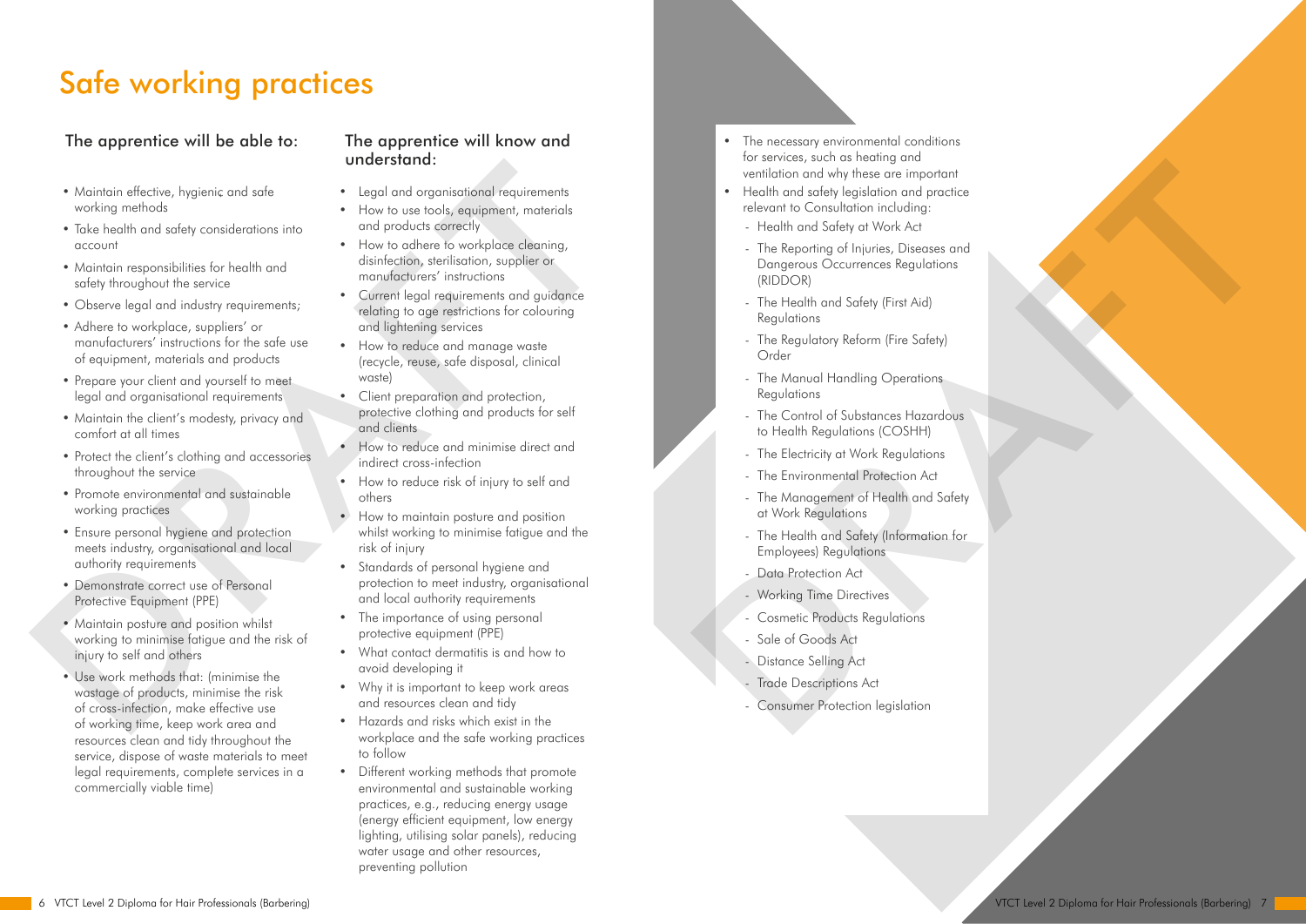# Safe working practices

### The apprentice will be able to:

- Maintain effective, hygienic and safe working methods
- Take health and safety considerations into account
- Maintain responsibilities for health and safety throughout the service
- Observe legal and industry requirements;
- Adhere to workplace, suppliers' or manufacturers' instructions for the safe use of equipment, materials and products
- Prepare your client and yourself to meet legal and organisational requirements
- Maintain the client's modesty, privacy and comfort at all times
- Protect the client's clothing and accessories throughout the service
- Promote environmental and sustainable working practices
- Ensure personal hygiene and protection meets industry, organisational and local authority requirements
- Demonstrate correct use of Personal Protective Equipment (PPE)
- Maintain posture and position whilst working to minimise fatigue and the risk of injury to self and others
- Use work methods that: (minimise the wastage of products, minimise the risk of cross-infection, make effective use of working time, keep work area and resources clean and tidy throughout the service, dispose of waste materials to meet legal requirements, complete services in a commercially viable time)

### The apprentice will know and understand:

- Legal and organisational requirements
- How to use tools, equipment, materials and products correctly
- How to adhere to workplace cleaning, disinfection, sterilisation, supplier or manufacturers' instructions
- Current legal requirements and guidance relating to age restrictions for colouring and lightening services
- How to reduce and manage waste (recycle, reuse, safe disposal, clinical waste)
- Client preparation and protection, protective clothing and products for self and clients
- How to reduce and minimise direct and indirect cross-infection
- How to reduce risk of injury to self and others
- How to maintain posture and position whilst working to minimise fatigue and the risk of injury
- Standards of personal hygiene and protection to meet industry, organisational and local authority requirements
- The importance of using personal protective equipment (PPE)
- What contact dermatitis is and how to avoid developing it
- Why it is important to keep work areas and resources clean and tidy
- Hazards and risks which exist in the workplace and the safe working practices to follow
- Different working methods that promote environmental and sustainable working practices, e.g., reducing energy usage (energy efficient equipment, low energy lighting, utilising solar panels), reducing water usage and other resources, preventing pollution
- The necessary environmental conditions for services, such as heating and ventilation and why these are important
- Health and safety legislation and practice relevant to Consultation including:
  - Health and Safety at Work Act
  - The Reporting of Injuries, Diseases and Dangerous Occurrences Regulations (RIDDOR)
  - The Health and Safety (First Aid) Regulations
  - The Regulatory Reform (Fire Safety) Order
  - The Manual Handling Operations Regulations
  - The Control of Substances Hazardous to Health Regulations (COSHH)
  - The Electricity at Work Regulations
  - The Environmental Protection Act
  - The Management of Health and Safety at Work Regulations
  - The Health and Safety (Information for Employees) Regulations
  - Data Protection Act
  - Working Time Directives
  - Cosmetic Products Regulations
  - Sale of Goods Act
  - Distance Selling Act
  - Trade Descriptions Act
  - Consumer Protection legislation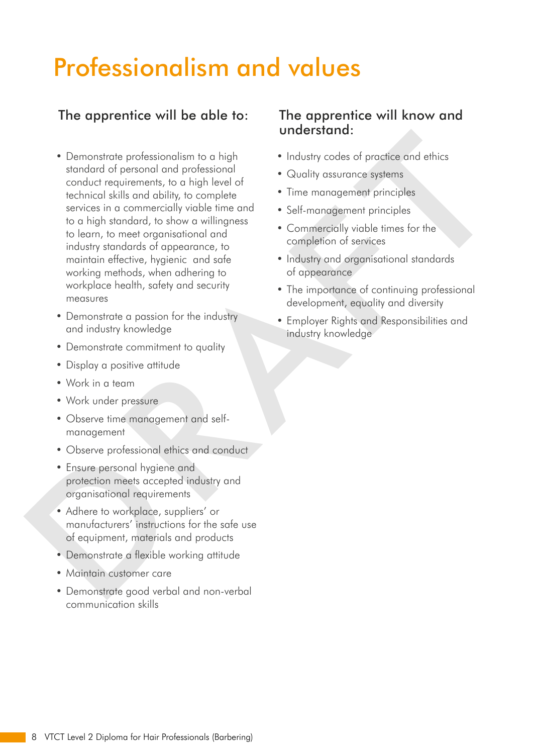# Professionalism and values

## The apprentice will be able to:

- Demonstrate professionalism to a high standard of personal and professional conduct requirements, to a high level of technical skills and ability, to complete services in a commercially viable time and to a high standard, to show a willingness to learn, to meet organisational and industry standards of appearance, to maintain effective, hygienic and safe working methods, when adhering to workplace health, safety and security measures
- Demonstrate a passion for the industry and industry knowledge
- Demonstrate commitment to quality
- Display a positive attitude
- Work in a team
- Work under pressure
- Observe time management and self-management
- Observe professional ethics and conduct
- Ensure personal hygiene and protection meets accepted industry and organisational requirements
- Adhere to workplace, suppliers' or manufacturers' instructions for the safe use of equipment, materials and products
- Demonstrate a flexible working attitude
- Maintain customer care
- Demonstrate good verbal and non-verbal communication skills

## The apprentice will know and understand:

- Industry codes of practice and ethics
- Quality assurance systems
- Time management principles
- Self-management principles
- Commercially viable times for the completion of services
- Industry and organisational standards of appearance
- The importance of continuing professional development, equality and diversity
- Employer Rights and Responsibilities and industry knowledge